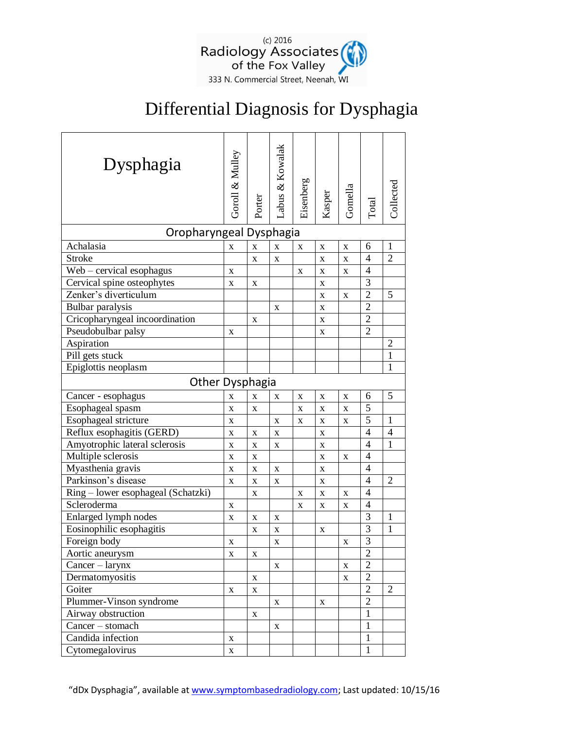(c) 2016
Radiology Associates of the Fox Valley
333 N. Commercial Street, Neenah, WI

# Differential Diagnosis for Dysphagia

| Dysphagia | Goroll & Mulley | Porter | Labus & Kowalak | Eisenberg | Kasper | Gomella | Total | Collected |
|---|---|---|---|---|---|---|---|---|
| **Oropharyngeal Dysphagia** | | | | | | | | |
| Achalasia | x | x | x | x | x | x | 6 | 1 |
| Stroke | | x | x | | x | x | 4 | 2 |
| Web – cervical esophagus | x | | | x | x | x | 4 | |
| Cervical spine osteophytes | x | x | | | x | | 3 | |
| Zenker's diverticulum | | | | | x | x | 2 | 5 |
| Bulbar paralysis | | | x | | x | | 2 | |
| Cricopharyngeal incoordination | | x | | | x | | 2 | |
| Pseudobulbar palsy | x | | | | x | | 2 | |
| Aspiration | | | | | | | | 2 |
| Pill gets stuck | | | | | | | | 1 |
| Epiglottis neoplasm | | | | | | | | 1 |
| **Other Dysphagia** | | | | | | | | |
| Cancer - esophagus | x | x | x | x | x | x | 6 | 5 |
| Esophageal spasm | x | x | | x | x | x | 5 | |
| Esophageal stricture | x | | x | x | x | x | 5 | 1 |
| Reflux esophagitis (GERD) | x | x | x | | x | | 4 | 4 |
| Amyotrophic lateral sclerosis | x | x | x | | x | | 4 | 1 |
| Multiple sclerosis | x | x | | | x | x | 4 | |
| Myasthenia gravis | x | x | x | | x | | 4 | |
| Parkinson's disease | x | x | x | | x | | 4 | 2 |
| Ring – lower esophageal (Schatzki) | | x | | x | x | x | 4 | |
| Scleroderma | x | | | x | x | x | 4 | |
| Enlarged lymph nodes | x | x | x | | | | 3 | 1 |
| Eosinophilic esophagitis | | x | x | | x | | 3 | 1 |
| Foreign body | x | | x | | | x | 3 | |
| Aortic aneurysm | x | x | | | | | 2 | |
| Cancer – larynx | | | x | | | x | 2 | |
| Dermatomyositis | | x | | | | x | 2 | |
| Goiter | x | x | | | | | 2 | 2 |
| Plummer-Vinson syndrome | | | x | | x | | 2 | |
| Airway obstruction | | x | | | | | 1 | |
| Cancer – stomach | | | x | | | | 1 | |
| Candida infection | x | | | | | | 1 | |
| Cytomegalovirus | x | | | | | | 1 | |

"dDx Dysphagia", available at www.symptombasedradiology.com; Last updated: 10/15/16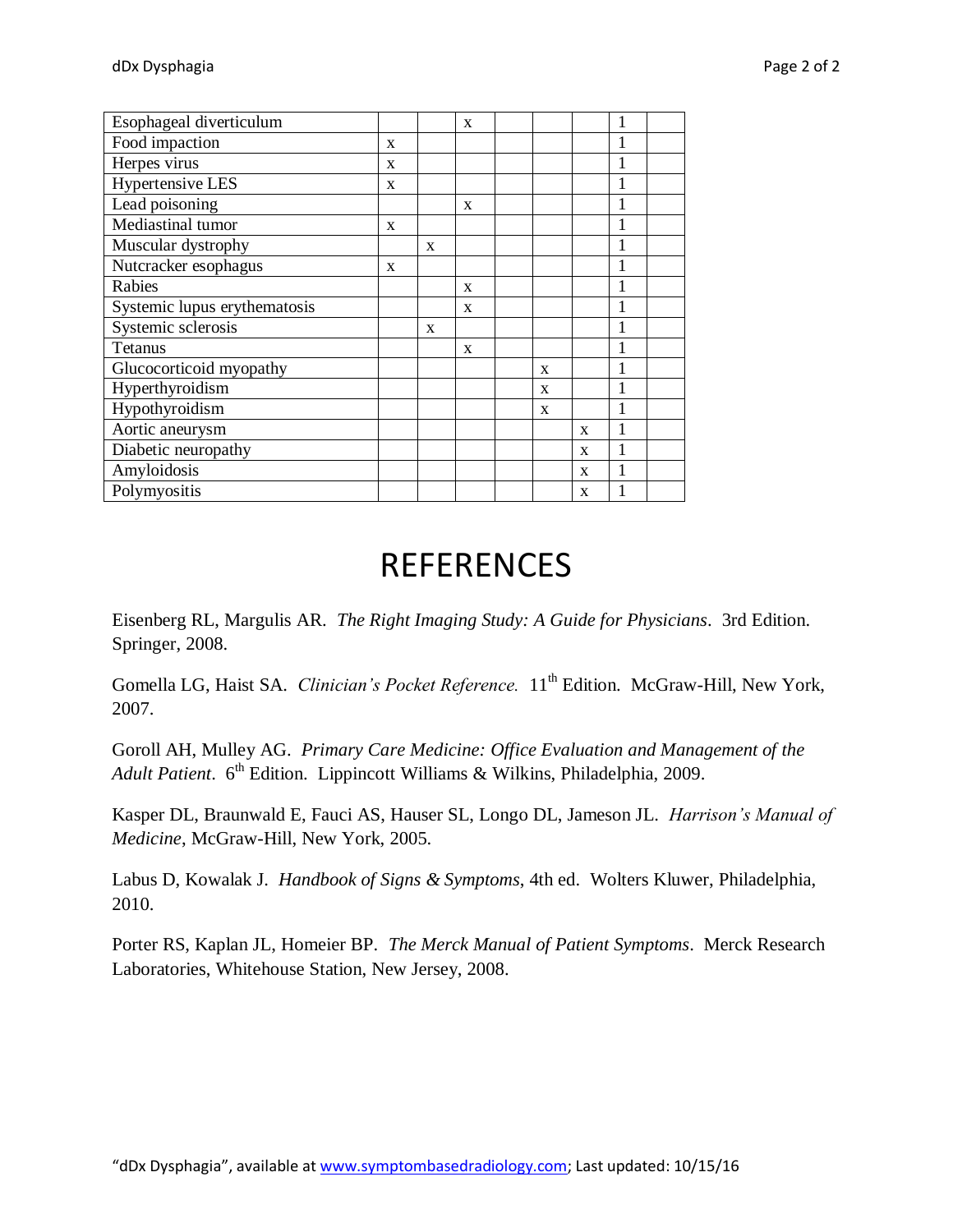| | | | | | | | | |
|---|---|---|---|---|---|---|---|---|
| Esophageal diverticulum | | | x | | | | 1 | |
| Food impaction | x | | | | | | 1 | |
| Herpes virus | x | | | | | | 1 | |
| Hypertensive LES | x | | | | | | 1 | |
| Lead poisoning | | | x | | | | 1 | |
| Mediastinal tumor | x | | | | | | 1 | |
| Muscular dystrophy | | x | | | | | 1 | |
| Nutcracker esophagus | x | | | | | | 1 | |
| Rabies | | | x | | | | 1 | |
| Systemic lupus erythematosis | | | x | | | | 1 | |
| Systemic sclerosis | | x | | | | | 1 | |
| Tetanus | | | x | | | | 1 | |
| Glucocorticoid myopathy | | | | | x | | 1 | |
| Hyperthyroidism | | | | | x | | 1 | |
| Hypothyroidism | | | | | x | | 1 | |
| Aortic aneurysm | | | | | | x | 1 | |
| Diabetic neuropathy | | | | | | x | 1 | |
| Amyloidosis | | | | | | x | 1 | |
| Polymyositis | | | | | | x | 1 | |

# REFERENCES

Eisenberg RL, Margulis AR. *The Right Imaging Study: A Guide for Physicians*. 3rd Edition. Springer, 2008.

Gomella LG, Haist SA. *Clinician's Pocket Reference.* 11th Edition. McGraw-Hill, New York, 2007.

Goroll AH, Mulley AG. *Primary Care Medicine: Office Evaluation and Management of the Adult Patient*. 6th Edition. Lippincott Williams & Wilkins, Philadelphia, 2009.

Kasper DL, Braunwald E, Fauci AS, Hauser SL, Longo DL, Jameson JL. *Harrison's Manual of Medicine*, McGraw-Hill, New York, 2005.

Labus D, Kowalak J. *Handbook of Signs & Symptoms*, 4th ed. Wolters Kluwer, Philadelphia, 2010.

Porter RS, Kaplan JL, Homeier BP. *The Merck Manual of Patient Symptoms*. Merck Research Laboratories, Whitehouse Station, New Jersey, 2008.